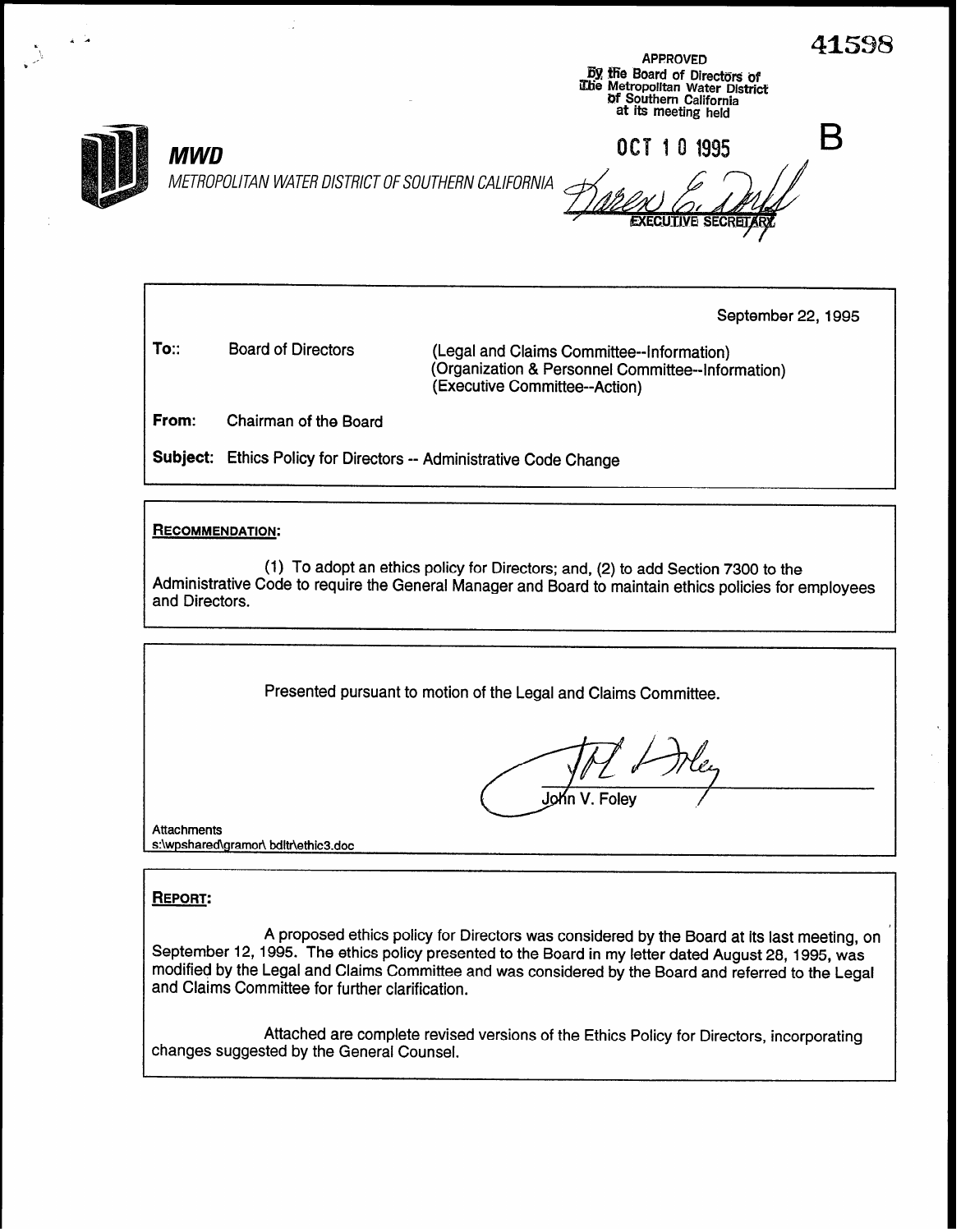41598

APPROVED
By the Board of Directors of
The Metropolitan Water District
of Southern California
at its meeting held

OCT 10 1995

B

EXECUTIVE SECRETARY

**MWD**

*METROPOLITAN WATER DISTRICT OF SOUTHERN CALIFORNIA*

September 22, 1995

**To::** Board of Directors (Legal and Claims Committee--Information)
(Organization & Personnel Committee--Information)
(Executive Committee--Action)

**From:** Chairman of the Board

**Subject:** Ethics Policy for Directors -- Administrative Code Change

**RECOMMENDATION:**

(1) To adopt an ethics policy for Directors; and, (2) to add Section 7300 to the Administrative Code to require the General Manager and Board to maintain ethics policies for employees and Directors.

Presented pursuant to motion of the Legal and Claims Committee.

John V. Foley

Attachments
s:\wpshared\gramor\ bdltr\ethic3.doc

**REPORT:**

A proposed ethics policy for Directors was considered by the Board at its last meeting, on September 12, 1995. The ethics policy presented to the Board in my letter dated August 28, 1995, was modified by the Legal and Claims Committee and was considered by the Board and referred to the Legal and Claims Committee for further clarification.

Attached are complete revised versions of the Ethics Policy for Directors, incorporating changes suggested by the General Counsel.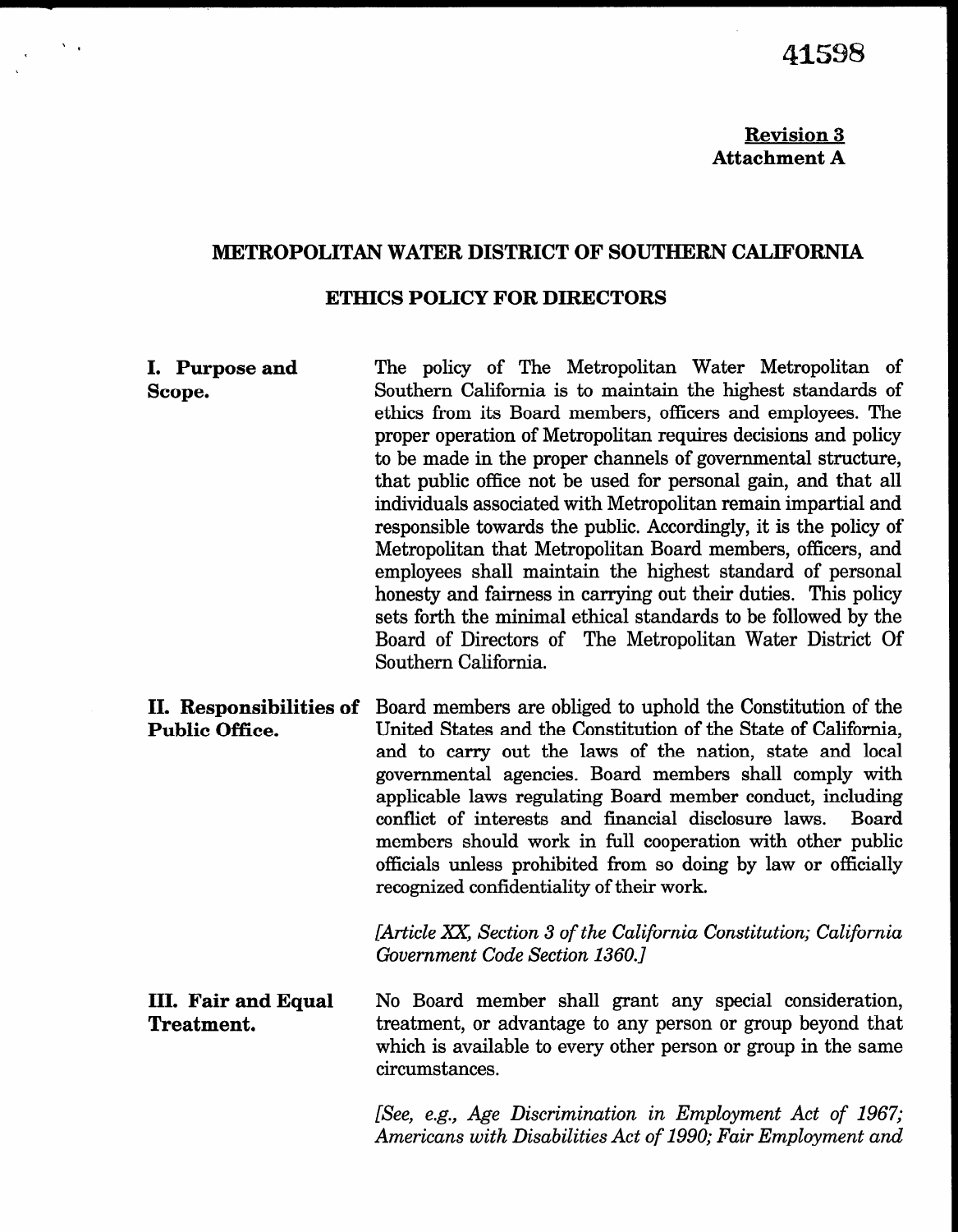41598

**Revision 3**
**Attachment A**

# METROPOLITAN WATER DISTRICT OF SOUTHERN CALIFORNIA

## ETHICS POLICY FOR DIRECTORS

**I. Purpose and Scope.**

The policy of The Metropolitan Water Metropolitan of Southern California is to maintain the highest standards of ethics from its Board members, officers and employees. The proper operation of Metropolitan requires decisions and policy to be made in the proper channels of governmental structure, that public office not be used for personal gain, and that all individuals associated with Metropolitan remain impartial and responsible towards the public. Accordingly, it is the policy of Metropolitan that Metropolitan Board members, officers, and employees shall maintain the highest standard of personal honesty and fairness in carrying out their duties. This policy sets forth the minimal ethical standards to be followed by the Board of Directors of The Metropolitan Water District Of Southern California.

**II. Responsibilities of Public Office.**

Board members are obliged to uphold the Constitution of the United States and the Constitution of the State of California, and to carry out the laws of the nation, state and local governmental agencies. Board members shall comply with applicable laws regulating Board member conduct, including conflict of interests and financial disclosure laws. Board members should work in full cooperation with other public officials unless prohibited from so doing by law or officially recognized confidentiality of their work.

*[Article XX, Section 3 of the California Constitution; California Government Code Section 1360.]*

**III. Fair and Equal Treatment.**

No Board member shall grant any special consideration, treatment, or advantage to any person or group beyond that which is available to every other person or group in the same circumstances.

*[See, e.g., Age Discrimination in Employment Act of 1967; Americans with Disabilities Act of 1990; Fair Employment and*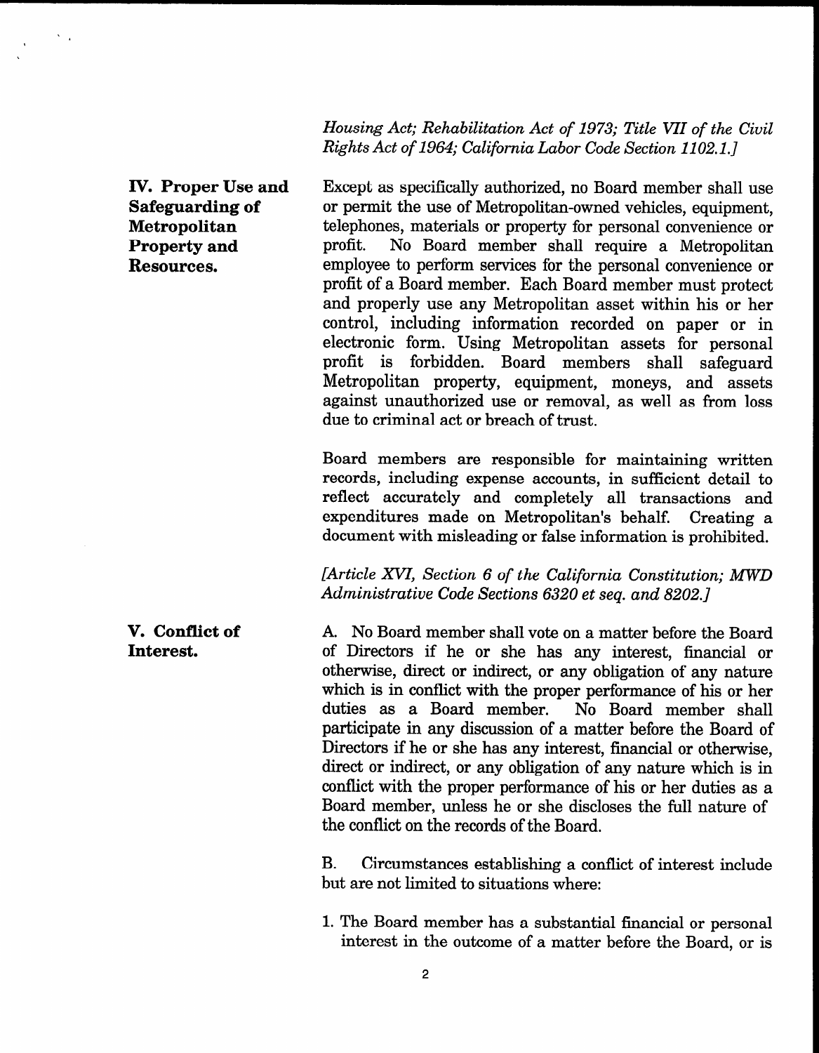*Housing Act; Rehabilitation Act of 1973; Title VII of the Civil Rights Act of 1964; California Labor Code Section 1102.1.]*

**IV. Proper Use and Safeguarding of Metropolitan Property and Resources.**

Except as specifically authorized, no Board member shall use or permit the use of Metropolitan-owned vehicles, equipment, telephones, materials or property for personal convenience or profit. No Board member shall require a Metropolitan employee to perform services for the personal convenience or profit of a Board member. Each Board member must protect and properly use any Metropolitan asset within his or her control, including information recorded on paper or in electronic form. Using Metropolitan assets for personal profit is forbidden. Board members shall safeguard Metropolitan property, equipment, moneys, and assets against unauthorized use or removal, as well as from loss due to criminal act or breach of trust.

Board members are responsible for maintaining written records, including expense accounts, in sufficient detail to reflect accurately and completely all transactions and expenditures made on Metropolitan's behalf. Creating a document with misleading or false information is prohibited.

*[Article XVI, Section 6 of the California Constitution; MWD Administrative Code Sections 6320 et seq. and 8202.]*

**V. Conflict of Interest.**

A. No Board member shall vote on a matter before the Board of Directors if he or she has any interest, financial or otherwise, direct or indirect, or any obligation of any nature which is in conflict with the proper performance of his or her duties as a Board member. No Board member shall participate in any discussion of a matter before the Board of Directors if he or she has any interest, financial or otherwise, direct or indirect, or any obligation of any nature which is in conflict with the proper performance of his or her duties as a Board member, unless he or she discloses the full nature of the conflict on the records of the Board.

B. Circumstances establishing a conflict of interest include but are not limited to situations where:

1. The Board member has a substantial financial or personal interest in the outcome of a matter before the Board, or is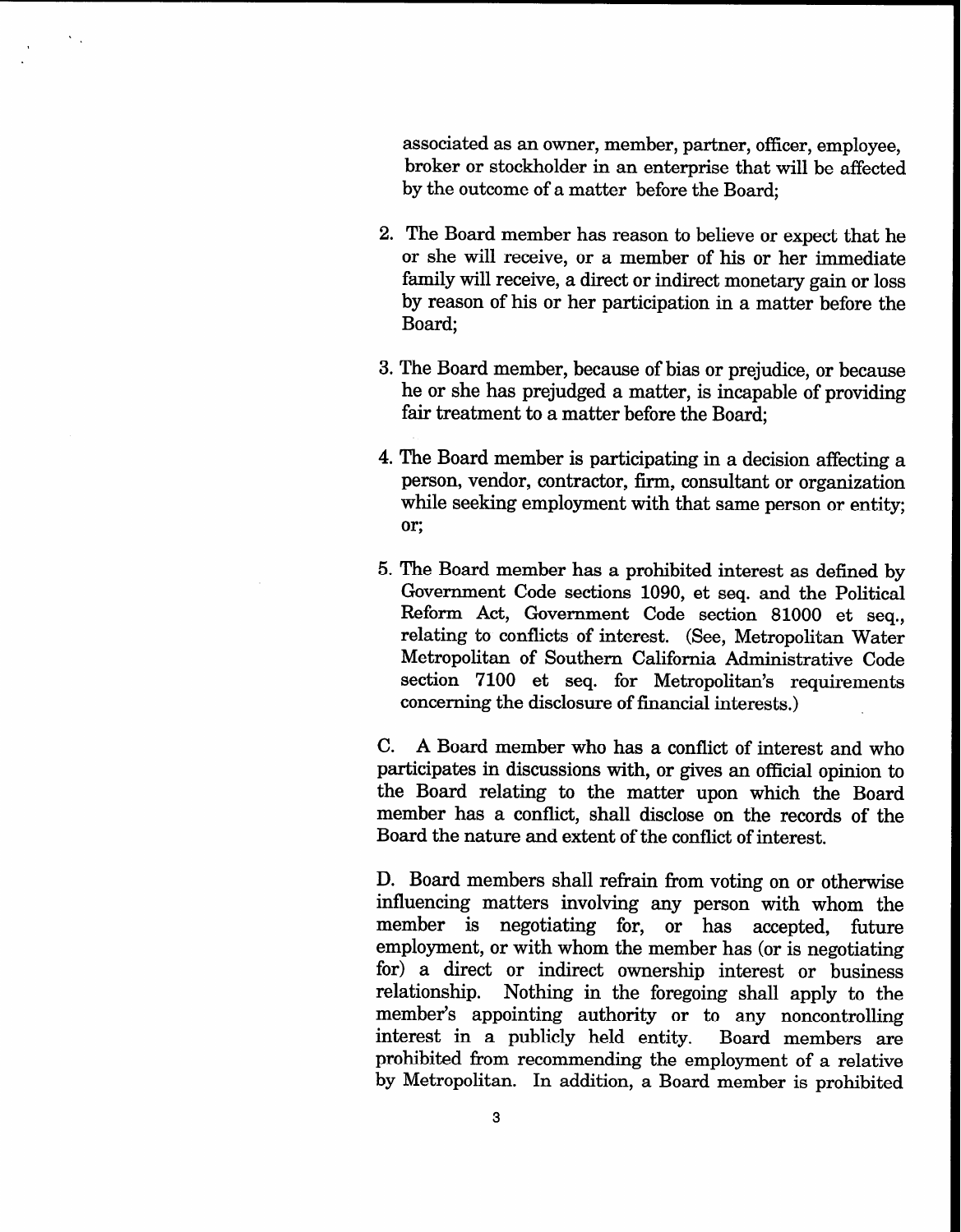associated as an owner, member, partner, officer, employee, broker or stockholder in an enterprise that will be affected by the outcome of a matter before the Board;

2. The Board member has reason to believe or expect that he or she will receive, or a member of his or her immediate family will receive, a direct or indirect monetary gain or loss by reason of his or her participation in a matter before the Board;

3. The Board member, because of bias or prejudice, or because he or she has prejudged a matter, is incapable of providing fair treatment to a matter before the Board;

4. The Board member is participating in a decision affecting a person, vendor, contractor, firm, consultant or organization while seeking employment with that same person or entity; or;

5. The Board member has a prohibited interest as defined by Government Code sections 1090, et seq. and the Political Reform Act, Government Code section 81000 et seq., relating to conflicts of interest. (See, Metropolitan Water Metropolitan of Southern California Administrative Code section 7100 et seq. for Metropolitan's requirements concerning the disclosure of financial interests.)

C. A Board member who has a conflict of interest and who participates in discussions with, or gives an official opinion to the Board relating to the matter upon which the Board member has a conflict, shall disclose on the records of the Board the nature and extent of the conflict of interest.

D. Board members shall refrain from voting on or otherwise influencing matters involving any person with whom the member is negotiating for, or has accepted, future employment, or with whom the member has (or is negotiating for) a direct or indirect ownership interest or business relationship. Nothing in the foregoing shall apply to the member's appointing authority or to any noncontrolling interest in a publicly held entity. Board members are prohibited from recommending the employment of a relative by Metropolitan. In addition, a Board member is prohibited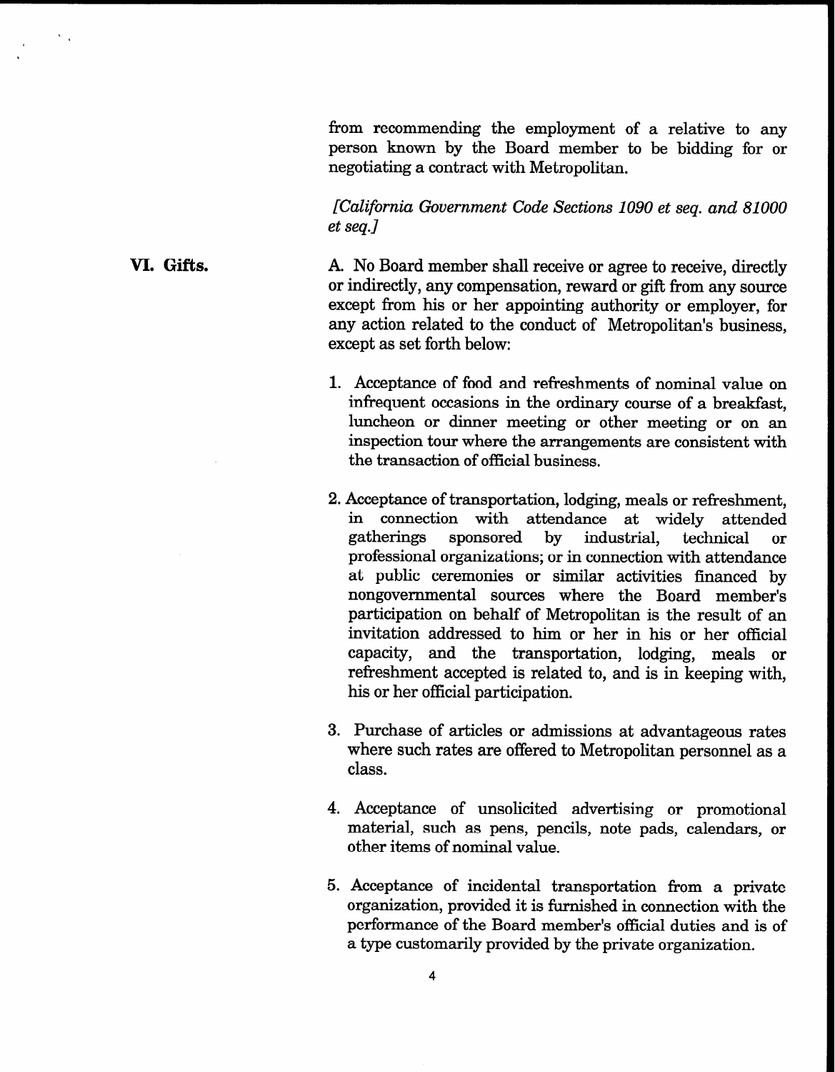from recommending the employment of a relative to any person known by the Board member to be bidding for or negotiating a contract with Metropolitan.

*[California Government Code Sections 1090 et seq. and 81000 et seq.]*

## VI. Gifts.

A. No Board member shall receive or agree to receive, directly or indirectly, any compensation, reward or gift from any source except from his or her appointing authority or employer, for any action related to the conduct of Metropolitan's business, except as set forth below:

1. Acceptance of food and refreshments of nominal value on infrequent occasions in the ordinary course of a breakfast, luncheon or dinner meeting or other meeting or on an inspection tour where the arrangements are consistent with the transaction of official business.

2. Acceptance of transportation, lodging, meals or refreshment, in connection with attendance at widely attended gatherings sponsored by industrial, technical or professional organizations; or in connection with attendance at public ceremonies or similar activities financed by nongovernmental sources where the Board member's participation on behalf of Metropolitan is the result of an invitation addressed to him or her in his or her official capacity, and the transportation, lodging, meals or refreshment accepted is related to, and is in keeping with, his or her official participation.

3. Purchase of articles or admissions at advantageous rates where such rates are offered to Metropolitan personnel as a class.

4. Acceptance of unsolicited advertising or promotional material, such as pens, pencils, note pads, calendars, or other items of nominal value.

5. Acceptance of incidental transportation from a private organization, provided it is furnished in connection with the performance of the Board member's official duties and is of a type customarily provided by the private organization.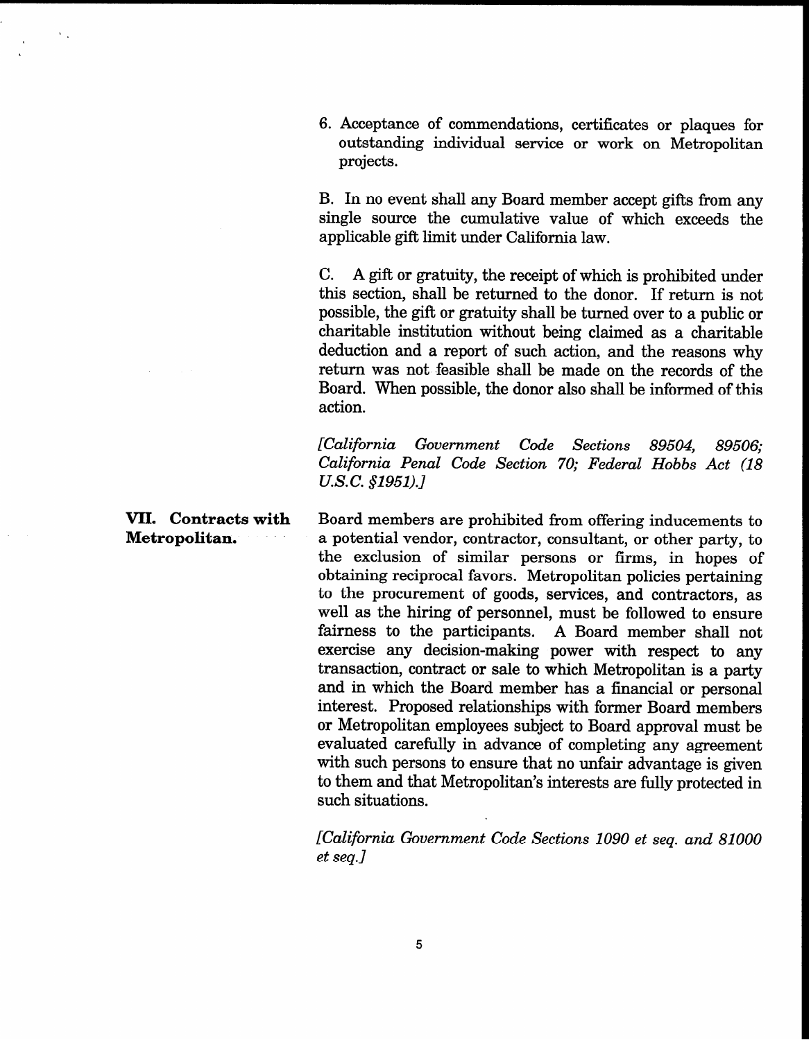6. Acceptance of commendations, certificates or plaques for outstanding individual service or work on Metropolitan projects.

B. In no event shall any Board member accept gifts from any single source the cumulative value of which exceeds the applicable gift limit under California law.

C. A gift or gratuity, the receipt of which is prohibited under this section, shall be returned to the donor. If return is not possible, the gift or gratuity shall be turned over to a public or charitable institution without being claimed as a charitable deduction and a report of such action, and the reasons why return was not feasible shall be made on the records of the Board. When possible, the donor also shall be informed of this action.

*[California Government Code Sections 89504, 89506; California Penal Code Section 70; Federal Hobbs Act (18 U.S.C. §1951).]*

## VII. Contracts with Metropolitan.

Board members are prohibited from offering inducements to a potential vendor, contractor, consultant, or other party, to the exclusion of similar persons or firms, in hopes of obtaining reciprocal favors. Metropolitan policies pertaining to the procurement of goods, services, and contractors, as well as the hiring of personnel, must be followed to ensure fairness to the participants. A Board member shall not exercise any decision-making power with respect to any transaction, contract or sale to which Metropolitan is a party and in which the Board member has a financial or personal interest. Proposed relationships with former Board members or Metropolitan employees subject to Board approval must be evaluated carefully in advance of completing any agreement with such persons to ensure that no unfair advantage is given to them and that Metropolitan's interests are fully protected in such situations.

*[California Government Code Sections 1090 et seq. and 81000 et seq.]*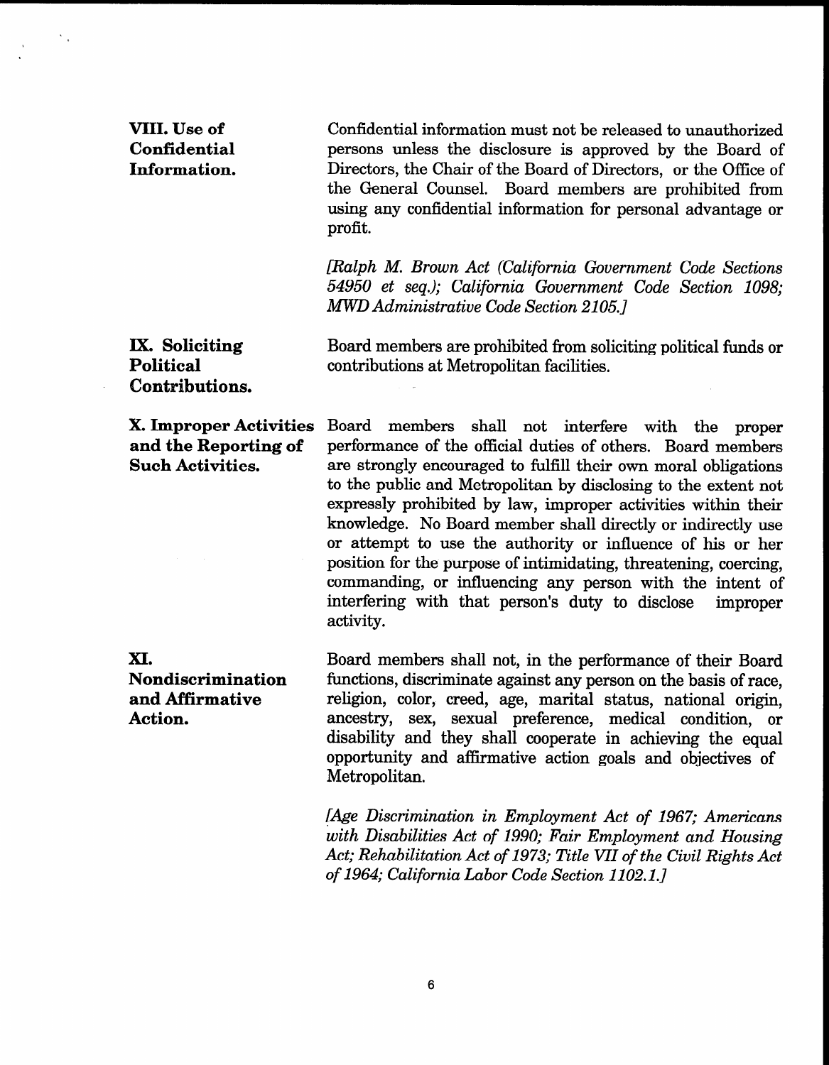**VIII. Use of Confidential Information.**

Confidential information must not be released to unauthorized persons unless the disclosure is approved by the Board of Directors, the Chair of the Board of Directors, or the Office of the General Counsel. Board members are prohibited from using any confidential information for personal advantage or profit.

*[Ralph M. Brown Act (California Government Code Sections 54950 et seq.); California Government Code Section 1098; MWD Administrative Code Section 2105.]*

**IX. Soliciting Political Contributions.**

Board members are prohibited from soliciting political funds or contributions at Metropolitan facilities.

**X. Improper Activities and the Reporting of Such Activities.**

Board members shall not interfere with the proper performance of the official duties of others. Board members are strongly encouraged to fulfill their own moral obligations to the public and Metropolitan by disclosing to the extent not expressly prohibited by law, improper activities within their knowledge. No Board member shall directly or indirectly use or attempt to use the authority or influence of his or her position for the purpose of intimidating, threatening, coercing, commanding, or influencing any person with the intent of interfering with that person's duty to disclose improper activity.

**XI. Nondiscrimination and Affirmative Action.**

Board members shall not, in the performance of their Board functions, discriminate against any person on the basis of race, religion, color, creed, age, marital status, national origin, ancestry, sex, sexual preference, medical condition, or disability and they shall cooperate in achieving the equal opportunity and affirmative action goals and objectives of Metropolitan.

*[Age Discrimination in Employment Act of 1967; Americans with Disabilities Act of 1990; Fair Employment and Housing Act; Rehabilitation Act of 1973; Title VII of the Civil Rights Act of 1964; California Labor Code Section 1102.1.]*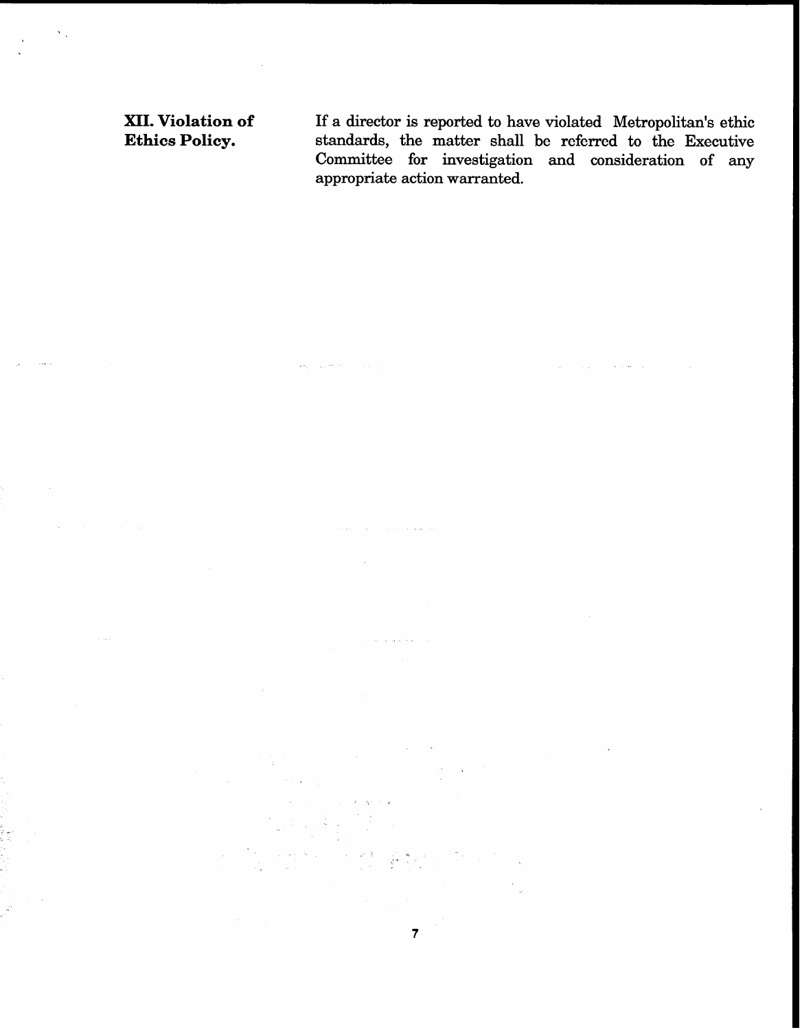**XII. Violation of Ethics Policy.**

If a director is reported to have violated Metropolitan's ethic standards, the matter shall be referred to the Executive Committee for investigation and consideration of any appropriate action warranted.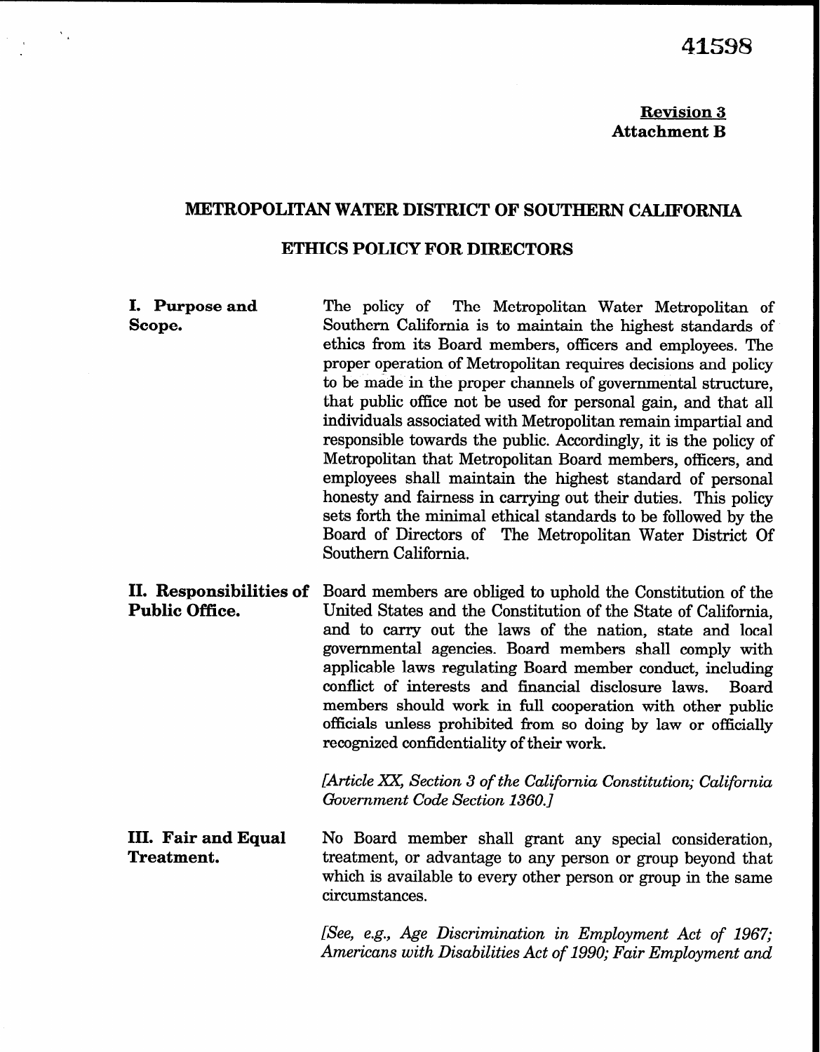41598

**Revision 3**
**Attachment B**

# METROPOLITAN WATER DISTRICT OF SOUTHERN CALIFORNIA

## ETHICS POLICY FOR DIRECTORS

**I. Purpose and Scope.**

The policy of The Metropolitan Water Metropolitan of Southern California is to maintain the highest standards of ethics from its Board members, officers and employees. The proper operation of Metropolitan requires decisions and policy to be made in the proper channels of governmental structure, that public office not be used for personal gain, and that all individuals associated with Metropolitan remain impartial and responsible towards the public. Accordingly, it is the policy of Metropolitan that Metropolitan Board members, officers, and employees shall maintain the highest standard of personal honesty and fairness in carrying out their duties. This policy sets forth the minimal ethical standards to be followed by the Board of Directors of The Metropolitan Water District Of Southern California.

**II. Responsibilities of Public Office.**

Board members are obliged to uphold the Constitution of the United States and the Constitution of the State of California, and to carry out the laws of the nation, state and local governmental agencies. Board members shall comply with applicable laws regulating Board member conduct, including conflict of interests and financial disclosure laws. Board members should work in full cooperation with other public officials unless prohibited from so doing by law or officially recognized confidentiality of their work.

*[Article XX, Section 3 of the California Constitution; California Government Code Section 1360.]*

**III. Fair and Equal Treatment.**

No Board member shall grant any special consideration, treatment, or advantage to any person or group beyond that which is available to every other person or group in the same circumstances.

*[See, e.g., Age Discrimination in Employment Act of 1967; Americans with Disabilities Act of 1990; Fair Employment and*